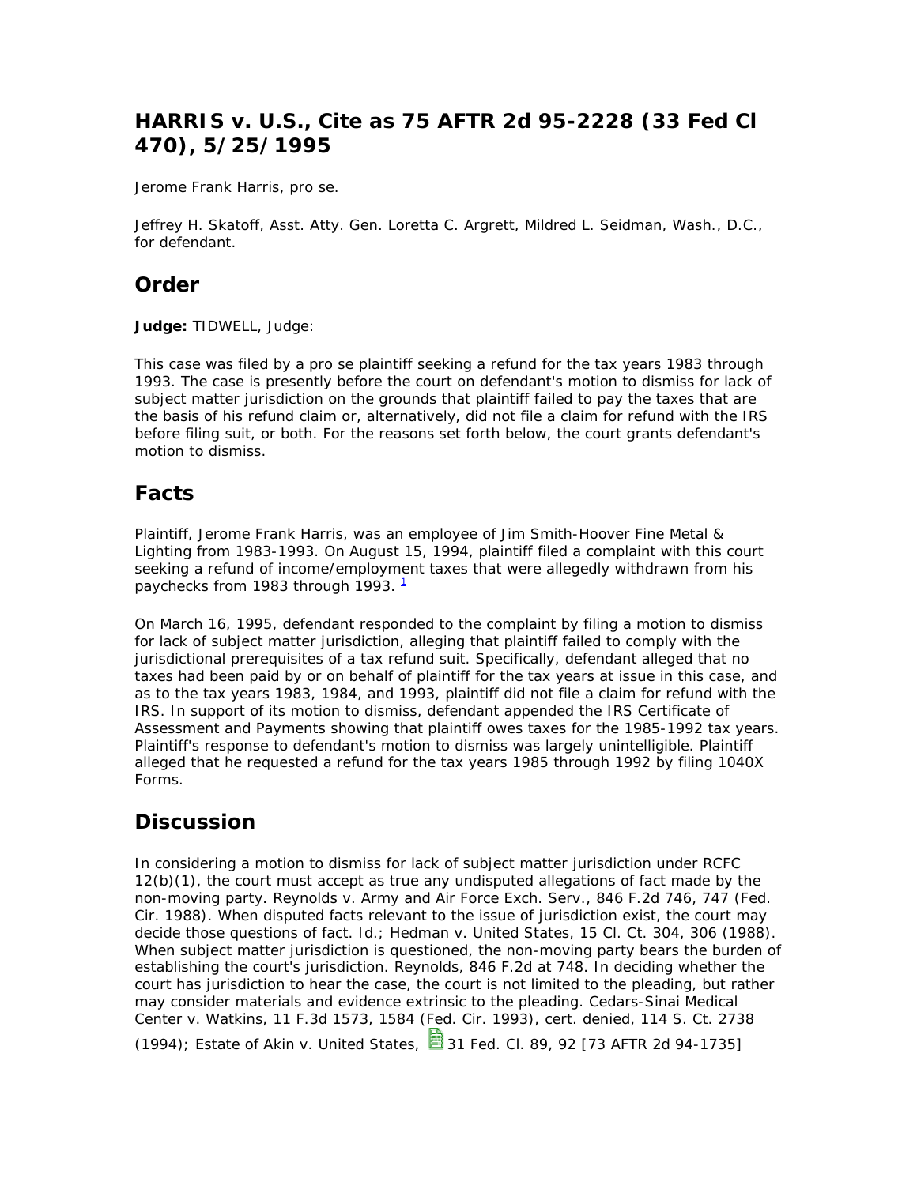# HARRIS v. U.S., Cite as 75 AFTR 2d 95-2228 (33 Fed Cl 470), 5/25/1995

Jerome Frank Harris, pro se.

Jeffrey H. Skatoff, Asst. Atty. Gen. Loretta C. Argrett, Mildred L. Seidman, Wash., D.C., for defendant.

## Order

**Judge:** TIDWELL, Judge:

This case was filed by a pro se plaintiff seeking a refund for the tax years 1983 through 1993. The case is presently before the court on defendant's motion to dismiss for lack of subject matter jurisdiction on the grounds that plaintiff failed to pay the taxes that are the basis of his refund claim or, alternatively, did not file a claim for refund with the IRS before filing suit, or both. For the reasons set forth below, the court grants defendant's motion to dismiss.

## Facts

Plaintiff, Jerome Frank Harris, was an employee of Jim Smith-Hoover Fine Metal & Lighting from 1983-1993. On August 15, 1994, plaintiff filed a complaint with this court seeking a refund of income/employment taxes that were allegedly withdrawn from his paychecks from 1983 through 1993. [1]

On March 16, 1995, defendant responded to the complaint by filing a motion to dismiss for lack of subject matter jurisdiction, alleging that plaintiff failed to comply with the jurisdictional prerequisites of a tax refund suit. Specifically, defendant alleged that no taxes had been paid by or on behalf of plaintiff for the tax years at issue in this case, and as to the tax years 1983, 1984, and 1993, plaintiff did not file a claim for refund with the IRS. In support of its motion to dismiss, defendant appended the IRS Certificate of Assessment and Payments showing that plaintiff owes taxes for the 1985-1992 tax years. Plaintiff's response to defendant's motion to dismiss was largely unintelligible. Plaintiff alleged that he requested a refund for the tax years 1985 through 1992 by filing 1040X Forms.

## Discussion

In considering a motion to dismiss for lack of subject matter jurisdiction under RCFC 12(b)(1), the court must accept as true any undisputed allegations of fact made by the non-moving party. Reynolds v. Army and Air Force Exch. Serv., 846 F.2d 746, 747 (Fed. Cir. 1988). When disputed facts relevant to the issue of jurisdiction exist, the court may decide those questions of fact. Id.; Hedman v. United States, 15 Cl. Ct. 304, 306 (1988). When subject matter jurisdiction is questioned, the non-moving party bears the burden of establishing the court's jurisdiction. Reynolds, 846 F.2d at 748. In deciding whether the court has jurisdiction to hear the case, the court is not limited to the pleading, but rather may consider materials and evidence extrinsic to the pleading. Cedars-Sinai Medical Center v. Watkins, 11 F.3d 1573, 1584 (Fed. Cir. 1993), cert. denied, 114 S. Ct. 2738 (1994); Estate of Akin v. United States, 31 Fed. Cl. 89, 92 [73 AFTR 2d 94-1735]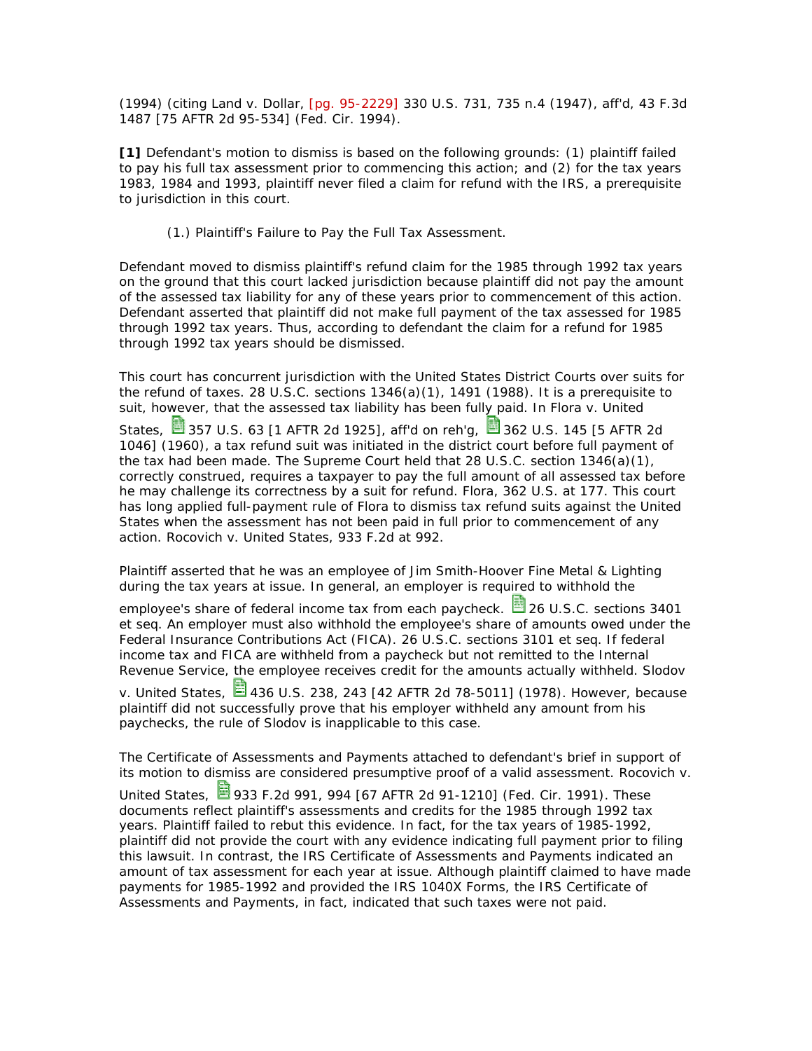(1994) (citing Land v. Dollar, [pg. 95-2229] 330 U.S. 731, 735 n.4 (1947), aff'd, 43 F.3d 1487 [75 AFTR 2d 95-534] (Fed. Cir. 1994).

**[1]** Defendant's motion to dismiss is based on the following grounds: (1) plaintiff failed to pay his full tax assessment prior to commencing this action; and (2) for the tax years 1983, 1984 and 1993, plaintiff never filed a claim for refund with the IRS, a prerequisite to jurisdiction in this court.

(1.) Plaintiff's Failure to Pay the Full Tax Assessment.

Defendant moved to dismiss plaintiff's refund claim for the 1985 through 1992 tax years on the ground that this court lacked jurisdiction because plaintiff did not pay the amount of the assessed tax liability for any of these years prior to commencement of this action. Defendant asserted that plaintiff did not make full payment of the tax assessed for 1985 through 1992 tax years. Thus, according to defendant the claim for a refund for 1985 through 1992 tax years should be dismissed.

This court has concurrent jurisdiction with the United States District Courts over suits for the refund of taxes. 28 U.S.C. sections 1346(a)(1), 1491 (1988). It is a prerequisite to suit, however, that the assessed tax liability has been fully paid. In Flora v. United States, 357 U.S. 63 [1 AFTR 2d 1925], aff'd on reh'g, 362 U.S. 145 [5 AFTR 2d 1046] (1960), a tax refund suit was initiated in the district court before full payment of the tax had been made. The Supreme Court held that 28 U.S.C. section 1346(a)(1), correctly construed, requires a taxpayer to pay the full amount of all assessed tax before he may challenge its correctness by a suit for refund. Flora, 362 U.S. at 177. This court has long applied full-payment rule of Flora to dismiss tax refund suits against the United States when the assessment has not been paid in full prior to commencement of any action. Rocovich v. United States, 933 F.2d at 992.

Plaintiff asserted that he was an employee of Jim Smith-Hoover Fine Metal & Lighting during the tax years at issue. In general, an employer is required to withhold the employee's share of federal income tax from each paycheck. 26 U.S.C. sections 3401 et seq. An employer must also withhold the employee's share of amounts owed under the Federal Insurance Contributions Act (FICA). 26 U.S.C. sections 3101 et seq. If federal income tax and FICA are withheld from a paycheck but not remitted to the Internal Revenue Service, the employee receives credit for the amounts actually withheld. Slodov v. United States, 436 U.S. 238, 243 [42 AFTR 2d 78-5011] (1978). However, because plaintiff did not successfully prove that his employer withheld any amount from his paychecks, the rule of Slodov is inapplicable to this case.

The Certificate of Assessments and Payments attached to defendant's brief in support of its motion to dismiss are considered presumptive proof of a valid assessment. Rocovich v. United States, 933 F.2d 991, 994 [67 AFTR 2d 91-1210] (Fed. Cir. 1991). These documents reflect plaintiff's assessments and credits for the 1985 through 1992 tax years. Plaintiff failed to rebut this evidence. In fact, for the tax years of 1985-1992, plaintiff did not provide the court with any evidence indicating full payment prior to filing this lawsuit. In contrast, the IRS Certificate of Assessments and Payments indicated an amount of tax assessment for each year at issue. Although plaintiff claimed to have made payments for 1985-1992 and provided the IRS 1040X Forms, the IRS Certificate of Assessments and Payments, in fact, indicated that such taxes were not paid.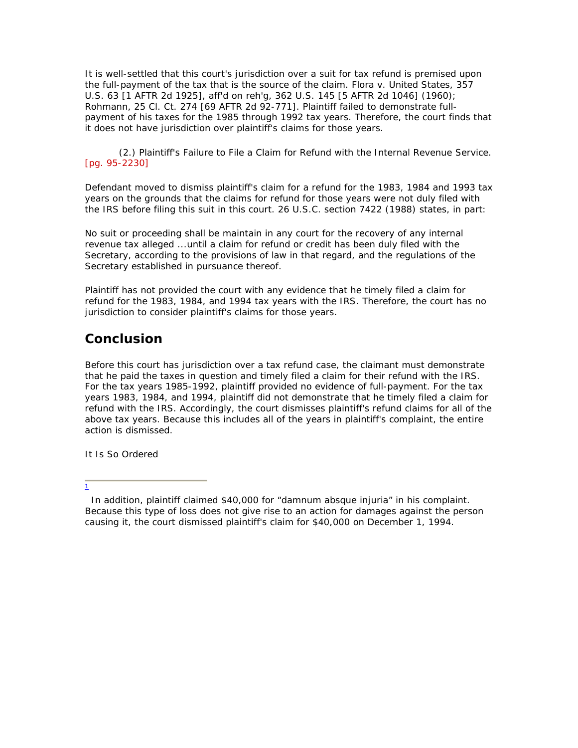It is well-settled that this court's jurisdiction over a suit for tax refund is premised upon the full-payment of the tax that is the source of the claim. Flora v. United States, 357 U.S. 63 [1 AFTR 2d 1925], aff'd on reh'g, 362 U.S. 145 [5 AFTR 2d 1046] (1960); Rohmann, 25 Cl. Ct. 274 [69 AFTR 2d 92-771]. Plaintiff failed to demonstrate full-payment of his taxes for the 1985 through 1992 tax years. Therefore, the court finds that it does not have jurisdiction over plaintiff's claims for those years.

(2.) Plaintiff's Failure to File a Claim for Refund with the Internal Revenue Service. [pg. 95-2230]

Defendant moved to dismiss plaintiff's claim for a refund for the 1983, 1984 and 1993 tax years on the grounds that the claims for refund for those years were not duly filed with the IRS before filing this suit in this court. 26 U.S.C. section 7422 (1988) states, in part:

No suit or proceeding shall be maintain in any court for the recovery of any internal revenue tax alleged ...until a claim for refund or credit has been duly filed with the Secretary, according to the provisions of law in that regard, and the regulations of the Secretary established in pursuance thereof.

Plaintiff has not provided the court with any evidence that he timely filed a claim for refund for the 1983, 1984, and 1994 tax years with the IRS. Therefore, the court has no jurisdiction to consider plaintiff's claims for those years.

## Conclusion

Before this court has jurisdiction over a tax refund case, the claimant must demonstrate that he paid the taxes in question and timely filed a claim for their refund with the IRS. For the tax years 1985-1992, plaintiff provided no evidence of full-payment. For the tax years 1983, 1984, and 1994, plaintiff did not demonstrate that he timely filed a claim for refund with the IRS. Accordingly, the court dismisses plaintiff's refund claims for all of the above tax years. Because this includes all of the years in plaintiff's complaint, the entire action is dismissed.

It Is So Ordered

---

[1] In addition, plaintiff claimed $40,000 for "damnum absque injuria" in his complaint. Because this type of loss does not give rise to an action for damages against the person causing it, the court dismissed plaintiff's claim for $40,000 on December 1, 1994.